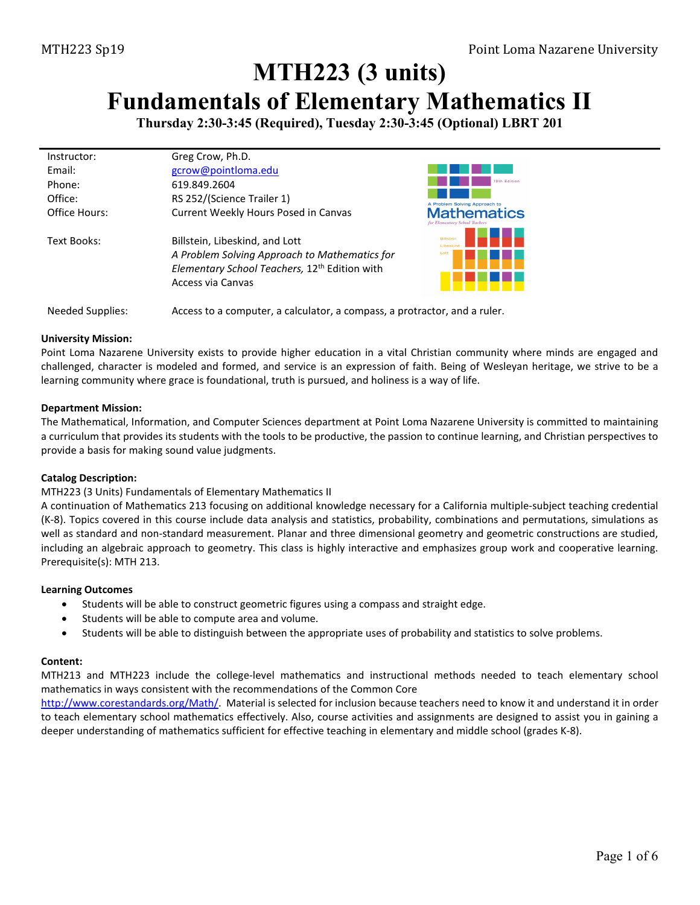# MTH223 (3 units)
# Fundamentals of Elementary Mathematics II

**Thursday 2:30-3:45 (Required), Tuesday 2:30-3:45 (Optional) LBRT 201**

| | |
|---|---|
| Instructor: | Greg Crow, Ph.D. |
| Email: | gcrow@pointloma.edu |
| Phone: | 619.849.2604 |
| Office: | RS 252/(Science Trailer 1) |
| Office Hours: | Current Weekly Hours Posed in Canvas |
| Text Books: | Billstein, Libeskind, and Lott *A Problem Solving Approach to Mathematics for Elementary School Teachers,* 12th Edition with Access via Canvas |
| Needed Supplies: | Access to a computer, a calculator, a compass, a protractor, and a ruler. |

**University Mission:**
Point Loma Nazarene University exists to provide higher education in a vital Christian community where minds are engaged and challenged, character is modeled and formed, and service is an expression of faith. Being of Wesleyan heritage, we strive to be a learning community where grace is foundational, truth is pursued, and holiness is a way of life.

**Department Mission:**
The Mathematical, Information, and Computer Sciences department at Point Loma Nazarene University is committed to maintaining a curriculum that provides its students with the tools to be productive, the passion to continue learning, and Christian perspectives to provide a basis for making sound value judgments.

**Catalog Description:**
MTH223 (3 Units) Fundamentals of Elementary Mathematics II
A continuation of Mathematics 213 focusing on additional knowledge necessary for a California multiple-subject teaching credential (K-8). Topics covered in this course include data analysis and statistics, probability, combinations and permutations, simulations as well as standard and non-standard measurement. Planar and three dimensional geometry and geometric constructions are studied, including an algebraic approach to geometry. This class is highly interactive and emphasizes group work and cooperative learning. Prerequisite(s): MTH 213.

**Learning Outcomes**

- Students will be able to construct geometric figures using a compass and straight edge.
- Students will be able to compute area and volume.
- Students will be able to distinguish between the appropriate uses of probability and statistics to solve problems.

**Content:**
MTH213 and MTH223 include the college-level mathematics and instructional methods needed to teach elementary school mathematics in ways consistent with the recommendations of the Common Core http://www.corestandards.org/Math/. Material is selected for inclusion because teachers need to know it and understand it in order to teach elementary school mathematics effectively. Also, course activities and assignments are designed to assist you in gaining a deeper understanding of mathematics sufficient for effective teaching in elementary and middle school (grades K-8).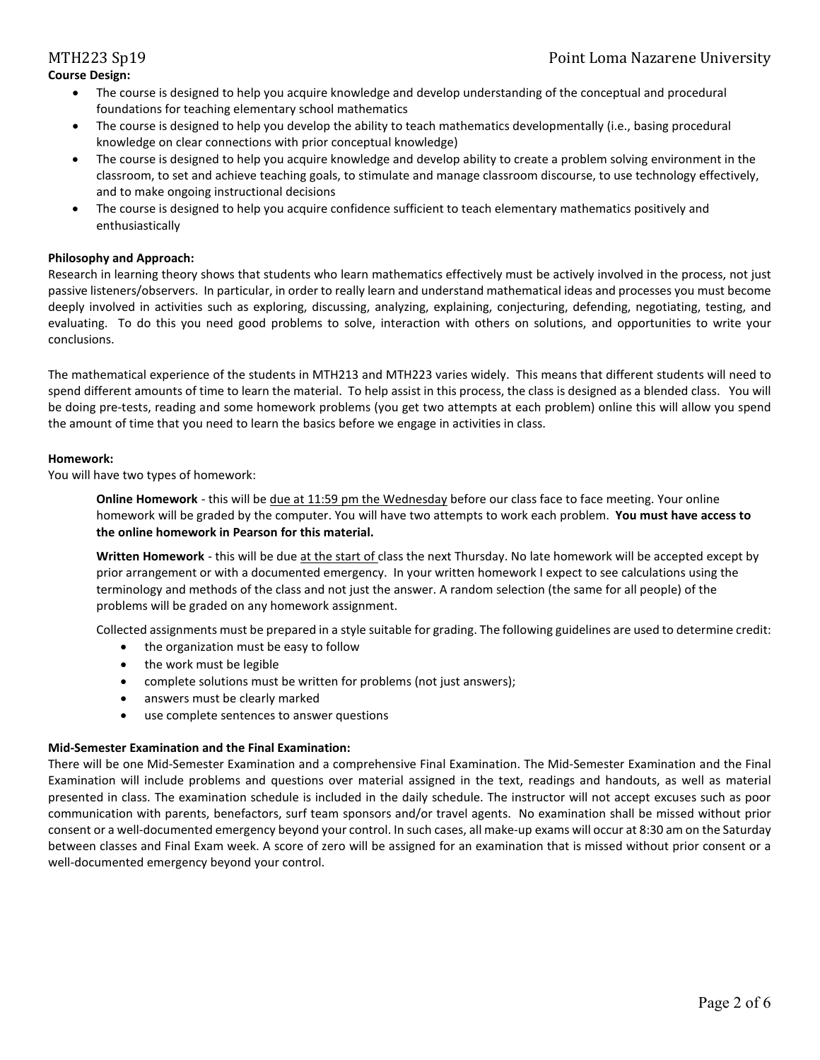**Course Design:**

- The course is designed to help you acquire knowledge and develop understanding of the conceptual and procedural foundations for teaching elementary school mathematics
- The course is designed to help you develop the ability to teach mathematics developmentally (i.e., basing procedural knowledge on clear connections with prior conceptual knowledge)
- The course is designed to help you acquire knowledge and develop ability to create a problem solving environment in the classroom, to set and achieve teaching goals, to stimulate and manage classroom discourse, to use technology effectively, and to make ongoing instructional decisions
- The course is designed to help you acquire confidence sufficient to teach elementary mathematics positively and enthusiastically

**Philosophy and Approach:**

Research in learning theory shows that students who learn mathematics effectively must be actively involved in the process, not just passive listeners/observers. In particular, in order to really learn and understand mathematical ideas and processes you must become deeply involved in activities such as exploring, discussing, analyzing, explaining, conjecturing, defending, negotiating, testing, and evaluating. To do this you need good problems to solve, interaction with others on solutions, and opportunities to write your conclusions.

The mathematical experience of the students in MTH213 and MTH223 varies widely. This means that different students will need to spend different amounts of time to learn the material. To help assist in this process, the class is designed as a blended class. You will be doing pre-tests, reading and some homework problems (you get two attempts at each problem) online this will allow you spend the amount of time that you need to learn the basics before we engage in activities in class.

**Homework:**

You will have two types of homework:

> **Online Homework** - this will be due at 11:59 pm the Wednesday before our class face to face meeting. Your online homework will be graded by the computer. You will have two attempts to work each problem. **You must have access to the online homework in Pearson for this material.**
>
> **Written Homework** - this will be due at the start of class the next Thursday. No late homework will be accepted except by prior arrangement or with a documented emergency. In your written homework I expect to see calculations using the terminology and methods of the class and not just the answer. A random selection (the same for all people) of the problems will be graded on any homework assignment.
>
> Collected assignments must be prepared in a style suitable for grading. The following guidelines are used to determine credit:
>
> - the organization must be easy to follow
> - the work must be legible
> - complete solutions must be written for problems (not just answers);
> - answers must be clearly marked
> - use complete sentences to answer questions

**Mid-Semester Examination and the Final Examination:**

There will be one Mid-Semester Examination and a comprehensive Final Examination. The Mid-Semester Examination and the Final Examination will include problems and questions over material assigned in the text, readings and handouts, as well as material presented in class. The examination schedule is included in the daily schedule. The instructor will not accept excuses such as poor communication with parents, benefactors, surf team sponsors and/or travel agents. No examination shall be missed without prior consent or a well-documented emergency beyond your control. In such cases, all make-up exams will occur at 8:30 am on the Saturday between classes and Final Exam week. A score of zero will be assigned for an examination that is missed without prior consent or a well-documented emergency beyond your control.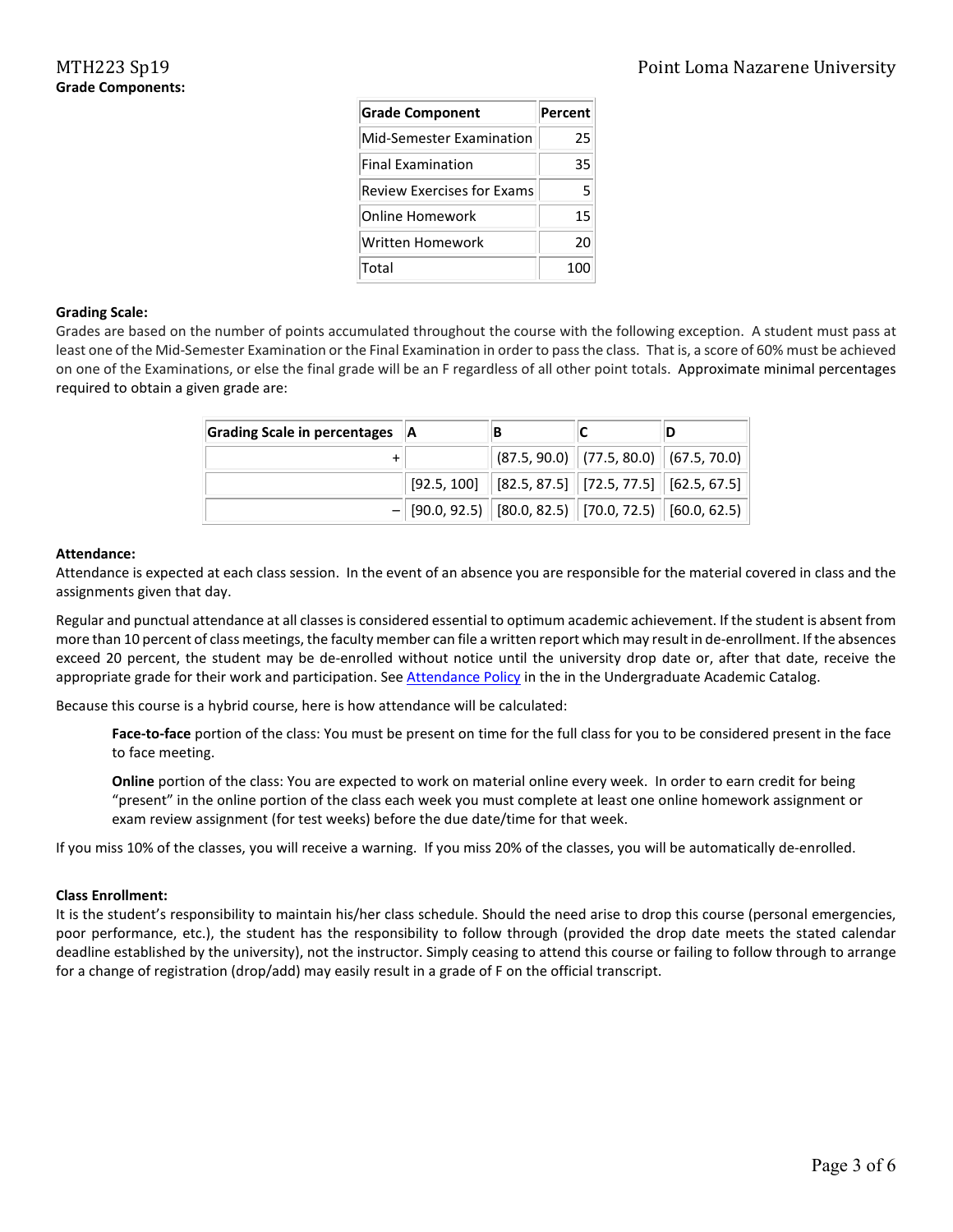**Grade Components:**

| Grade Component | Percent |
|---|---|
| Mid-Semester Examination | 25 |
| Final Examination | 35 |
| Review Exercises for Exams | 5 |
| Online Homework | 15 |
| Written Homework | 20 |
| Total | 100 |

**Grading Scale:**

Grades are based on the number of points accumulated throughout the course with the following exception. A student must pass at least one of the Mid-Semester Examination or the Final Examination in order to pass the class. That is, a score of 60% must be achieved on one of the Examinations, or else the final grade will be an F regardless of all other point totals. Approximate minimal percentages required to obtain a given grade are:

| Grading Scale in percentages | A | B | C | D |
|---|---|---|---|---|
| + | | (87.5, 90.0) | (77.5, 80.0) | (67.5, 70.0) |
| | [92.5, 100] | [82.5, 87.5] | [72.5, 77.5] | [62.5, 67.5] |
| – | [90.0, 92.5) | [80.0, 82.5) | [70.0, 72.5) | [60.0, 62.5) |

**Attendance:**

Attendance is expected at each class session. In the event of an absence you are responsible for the material covered in class and the assignments given that day.

Regular and punctual attendance at all classes is considered essential to optimum academic achievement. If the student is absent from more than 10 percent of class meetings, the faculty member can file a written report which may result in de-enrollment. If the absences exceed 20 percent, the student may be de-enrolled without notice until the university drop date or, after that date, receive the appropriate grade for their work and participation. See Attendance Policy in the in the Undergraduate Academic Catalog.

Because this course is a hybrid course, here is how attendance will be calculated:

> **Face-to-face** portion of the class: You must be present on time for the full class for you to be considered present in the face to face meeting.
>
> **Online** portion of the class: You are expected to work on material online every week. In order to earn credit for being "present" in the online portion of the class each week you must complete at least one online homework assignment or exam review assignment (for test weeks) before the due date/time for that week.

If you miss 10% of the classes, you will receive a warning. If you miss 20% of the classes, you will be automatically de-enrolled.

**Class Enrollment:**

It is the student's responsibility to maintain his/her class schedule. Should the need arise to drop this course (personal emergencies, poor performance, etc.), the student has the responsibility to follow through (provided the drop date meets the stated calendar deadline established by the university), not the instructor. Simply ceasing to attend this course or failing to follow through to arrange for a change of registration (drop/add) may easily result in a grade of F on the official transcript.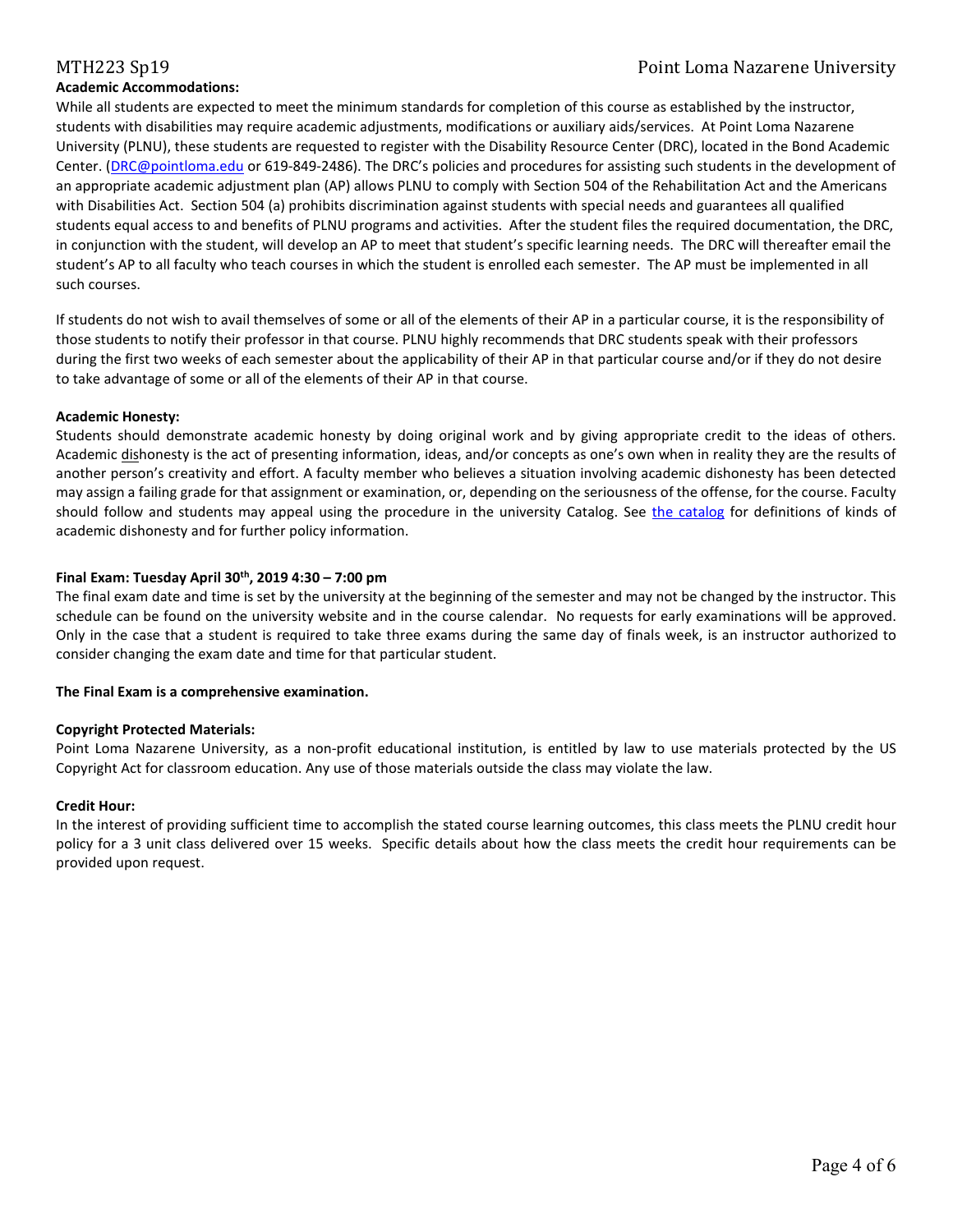**Academic Accommodations:**

While all students are expected to meet the minimum standards for completion of this course as established by the instructor, students with disabilities may require academic adjustments, modifications or auxiliary aids/services. At Point Loma Nazarene University (PLNU), these students are requested to register with the Disability Resource Center (DRC), located in the Bond Academic Center. (DRC@pointloma.edu or 619-849-2486). The DRC's policies and procedures for assisting such students in the development of an appropriate academic adjustment plan (AP) allows PLNU to comply with Section 504 of the Rehabilitation Act and the Americans with Disabilities Act. Section 504 (a) prohibits discrimination against students with special needs and guarantees all qualified students equal access to and benefits of PLNU programs and activities. After the student files the required documentation, the DRC, in conjunction with the student, will develop an AP to meet that student's specific learning needs. The DRC will thereafter email the student's AP to all faculty who teach courses in which the student is enrolled each semester. The AP must be implemented in all such courses.

If students do not wish to avail themselves of some or all of the elements of their AP in a particular course, it is the responsibility of those students to notify their professor in that course. PLNU highly recommends that DRC students speak with their professors during the first two weeks of each semester about the applicability of their AP in that particular course and/or if they do not desire to take advantage of some or all of the elements of their AP in that course.

**Academic Honesty:**

Students should demonstrate academic honesty by doing original work and by giving appropriate credit to the ideas of others. Academic dishonesty is the act of presenting information, ideas, and/or concepts as one's own when in reality they are the results of another person's creativity and effort. A faculty member who believes a situation involving academic dishonesty has been detected may assign a failing grade for that assignment or examination, or, depending on the seriousness of the offense, for the course. Faculty should follow and students may appeal using the procedure in the university Catalog. See the catalog for definitions of kinds of academic dishonesty and for further policy information.

**Final Exam: Tuesday April 30th, 2019 4:30 – 7:00 pm**

The final exam date and time is set by the university at the beginning of the semester and may not be changed by the instructor. This schedule can be found on the university website and in the course calendar. No requests for early examinations will be approved. Only in the case that a student is required to take three exams during the same day of finals week, is an instructor authorized to consider changing the exam date and time for that particular student.

**The Final Exam is a comprehensive examination.**

**Copyright Protected Materials:**

Point Loma Nazarene University, as a non-profit educational institution, is entitled by law to use materials protected by the US Copyright Act for classroom education. Any use of those materials outside the class may violate the law.

**Credit Hour:**

In the interest of providing sufficient time to accomplish the stated course learning outcomes, this class meets the PLNU credit hour policy for a 3 unit class delivered over 15 weeks. Specific details about how the class meets the credit hour requirements can be provided upon request.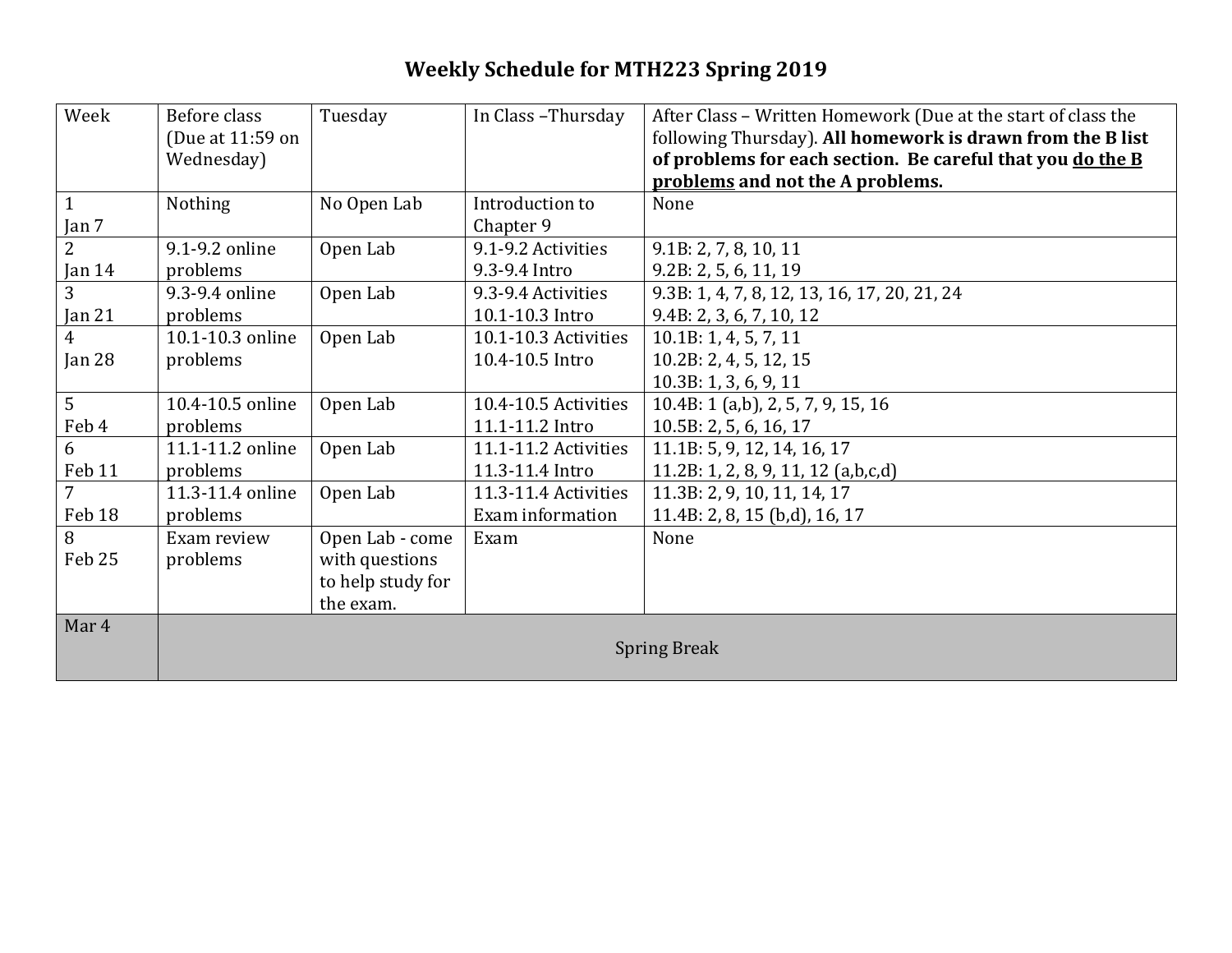# Weekly Schedule for MTH223 Spring 2019

| Week | Before class (Due at 11:59 on Wednesday) | Tuesday | In Class –Thursday | After Class – Written Homework (Due at the start of class the following Thursday). **All homework is drawn from the B list of problems for each section. Be careful that you <u>do the B problems</u> and not the A problems.** |
| --- | --- | --- | --- | --- |
| 1<br>Jan 7 | Nothing | No Open Lab | Introduction to Chapter 9 | None |
| 2<br>Jan 14 | 9.1-9.2 online problems | Open Lab | 9.1-9.2 Activities<br>9.3-9.4 Intro | 9.1B: 2, 7, 8, 10, 11<br>9.2B: 2, 5, 6, 11, 19 |
| 3<br>Jan 21 | 9.3-9.4 online problems | Open Lab | 9.3-9.4 Activities<br>10.1-10.3 Intro | 9.3B: 1, 4, 7, 8, 12, 13, 16, 17, 20, 21, 24<br>9.4B: 2, 3, 6, 7, 10, 12 |
| 4<br>Jan 28 | 10.1-10.3 online problems | Open Lab | 10.1-10.3 Activities<br>10.4-10.5 Intro | 10.1B: 1, 4, 5, 7, 11<br>10.2B: 2, 4, 5, 12, 15<br>10.3B: 1, 3, 6, 9, 11 |
| 5<br>Feb 4 | 10.4-10.5 online problems | Open Lab | 10.4-10.5 Activities<br>11.1-11.2 Intro | 10.4B: 1 (a,b), 2, 5, 7, 9, 15, 16<br>10.5B: 2, 5, 6, 16, 17 |
| 6<br>Feb 11 | 11.1-11.2 online problems | Open Lab | 11.1-11.2 Activities<br>11.3-11.4 Intro | 11.1B: 5, 9, 12, 14, 16, 17<br>11.2B: 1, 2, 8, 9, 11, 12 (a,b,c,d) |
| 7<br>Feb 18 | 11.3-11.4 online problems | Open Lab | 11.3-11.4 Activities<br>Exam information | 11.3B: 2, 9, 10, 11, 14, 17<br>11.4B: 2, 8, 15 (b,d), 16, 17 |
| 8<br>Feb 25 | Exam review problems | Open Lab - come with questions to help study for the exam. | Exam | None |
| Mar 4 | Spring Break | | | |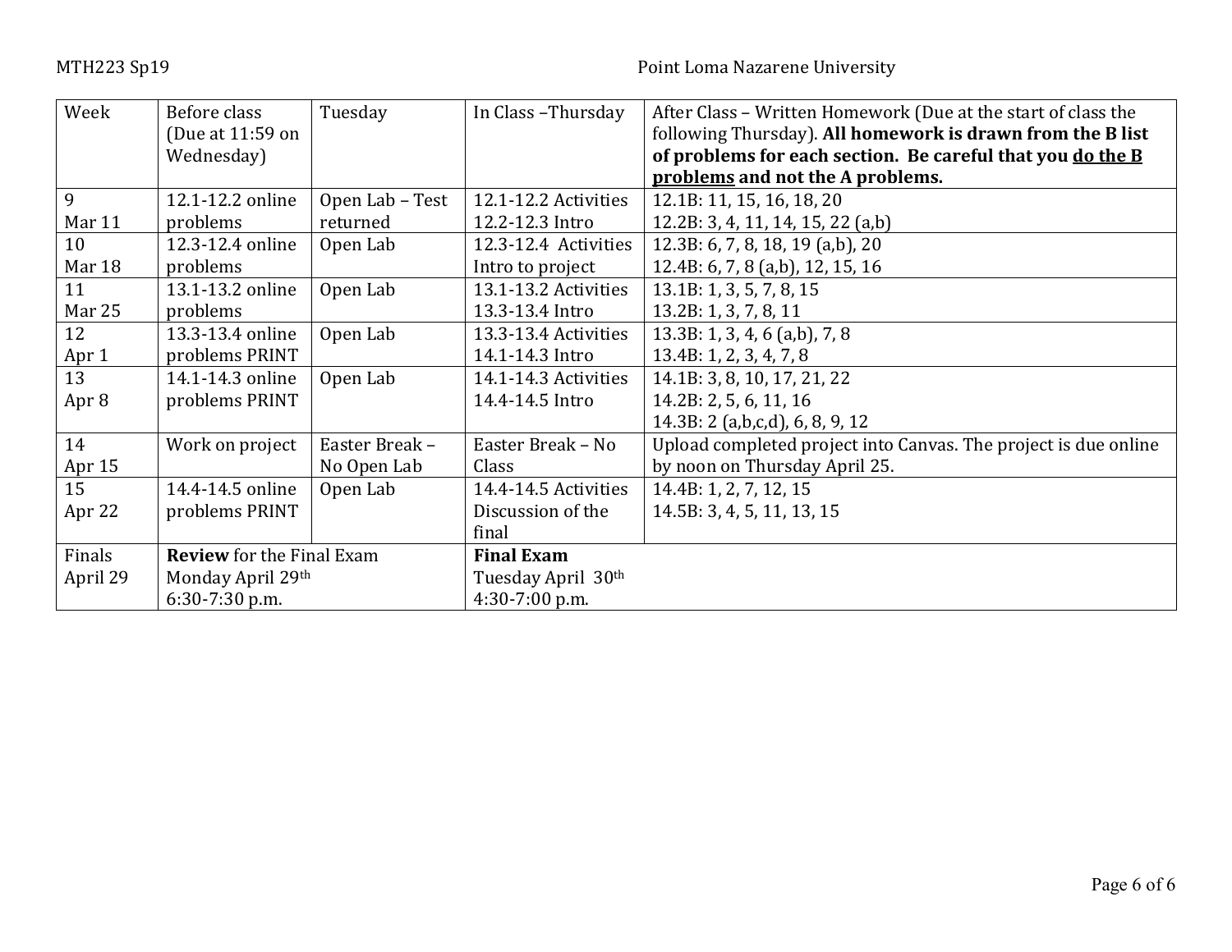| Week | Before class (Due at 11:59 on Wednesday) | Tuesday | In Class –Thursday | After Class – Written Homework (Due at the start of class the following Thursday). **All homework is drawn from the B list of problems for each section. Be careful that you <u>do the B problems</u> and not the A problems.** |
|---|---|---|---|---|
| 9 Mar 11 | 12.1-12.2 online problems | Open Lab – Test returned | 12.1-12.2 Activities 12.2-12.3 Intro | 12.1B: 11, 15, 16, 18, 20 12.2B: 3, 4, 11, 14, 15, 22 (a,b) |
| 10 Mar 18 | 12.3-12.4 online problems | Open Lab | 12.3-12.4 Activities Intro to project | 12.3B: 6, 7, 8, 18, 19 (a,b), 20 12.4B: 6, 7, 8 (a,b), 12, 15, 16 |
| 11 Mar 25 | 13.1-13.2 online problems | Open Lab | 13.1-13.2 Activities 13.3-13.4 Intro | 13.1B: 1, 3, 5, 7, 8, 15 13.2B: 1, 3, 7, 8, 11 |
| 12 Apr 1 | 13.3-13.4 online problems PRINT | Open Lab | 13.3-13.4 Activities 14.1-14.3 Intro | 13.3B: 1, 3, 4, 6 (a,b), 7, 8 13.4B: 1, 2, 3, 4, 7, 8 |
| 13 Apr 8 | 14.1-14.3 online problems PRINT | Open Lab | 14.1-14.3 Activities 14.4-14.5 Intro | 14.1B: 3, 8, 10, 17, 21, 22 14.2B: 2, 5, 6, 11, 16 14.3B: 2 (a,b,c,d), 6, 8, 9, 12 |
| 14 Apr 15 | Work on project | Easter Break – No Open Lab | Easter Break – No Class | Upload completed project into Canvas. The project is due online by noon on Thursday April 25. |
| 15 Apr 22 | 14.4-14.5 online problems PRINT | Open Lab | 14.4-14.5 Activities Discussion of the final | 14.4B: 1, 2, 7, 12, 15 14.5B: 3, 4, 5, 11, 13, 15 |
| Finals April 29 | **Review** for the Final Exam Monday April 29th 6:30-7:30 p.m. | | **Final Exam** Tuesday April 30th 4:30-7:00 p.m. | |